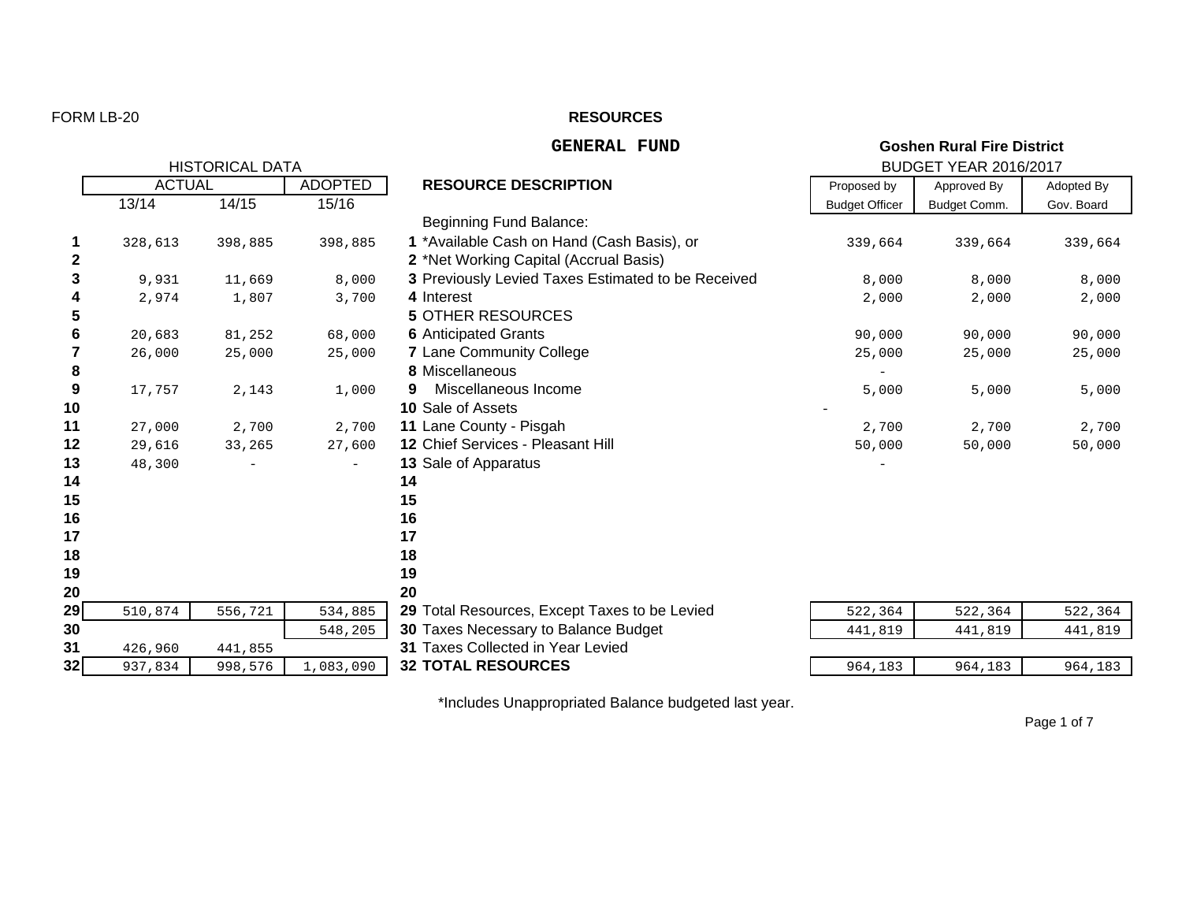FORM LB-20

# RESOURCES

## GENERAL FUND

**Goshen Rural Fire District**

BUDGET YEAR 2016/2017

| | HISTORICAL DATA | | | | | | |
|---|---|---|---|---|---|---|---|
| | ACTUAL | | ADOPTED | | | | |
| | 13/14 | 14/15 | 15/16 | **RESOURCE DESCRIPTION** | Proposed by Budget Officer | Approved By Budget Comm. | Adopted By Gov. Board |
| | | | | Beginning Fund Balance: | | | |
| **1** | 328,613 | 398,885 | 398,885 | **1** *Available Cash on Hand (Cash Basis), or | 339,664 | 339,664 | 339,664 |
| **2** | | | | **2** *Net Working Capital (Accrual Basis) | | | |
| **3** | 9,931 | 11,669 | 8,000 | **3** Previously Levied Taxes Estimated to be Received | 8,000 | 8,000 | 8,000 |
| **4** | 2,974 | 1,807 | 3,700 | **4** Interest | 2,000 | 2,000 | 2,000 |
| **5** | | | | **5** OTHER RESOURCES | | | |
| **6** | 20,683 | 81,252 | 68,000 | **6** Anticipated Grants | 90,000 | 90,000 | 90,000 |
| **7** | 26,000 | 25,000 | 25,000 | **7** Lane Community College | 25,000 | 25,000 | 25,000 |
| **8** | | | | **8** Miscellaneous | - | | |
| **9** | 17,757 | 2,143 | 1,000 | **9** Miscellaneous Income | 5,000 | 5,000 | 5,000 |
| **10** | | | | **10** Sale of Assets | - | | |
| **11** | 27,000 | 2,700 | 2,700 | **11** Lane County - Pisgah | 2,700 | 2,700 | 2,700 |
| **12** | 29,616 | 33,265 | 27,600 | **12** Chief Services - Pleasant Hill | 50,000 | 50,000 | 50,000 |
| **13** | 48,300 | - | - | **13** Sale of Apparatus | - | | |
| **14** | | | | **14** | | | |
| **15** | | | | **15** | | | |
| **16** | | | | **16** | | | |
| **17** | | | | **17** | | | |
| **18** | | | | **18** | | | |
| **19** | | | | **19** | | | |
| **20** | | | | **20** | | | |
| **29** | 510,874 | 556,721 | 534,885 | **29** Total Resources, Except Taxes to be Levied | 522,364 | 522,364 | 522,364 |
| **30** | | | 548,205 | **30** Taxes Necessary to Balance Budget | 441,819 | 441,819 | 441,819 |
| **31** | 426,960 | 441,855 | | **31** Taxes Collected in Year Levied | | | |
| **32** | 937,834 | 998,576 | 1,083,090 | **32 TOTAL RESOURCES** | 964,183 | 964,183 | 964,183 |

*Includes Unappropriated Balance budgeted last year.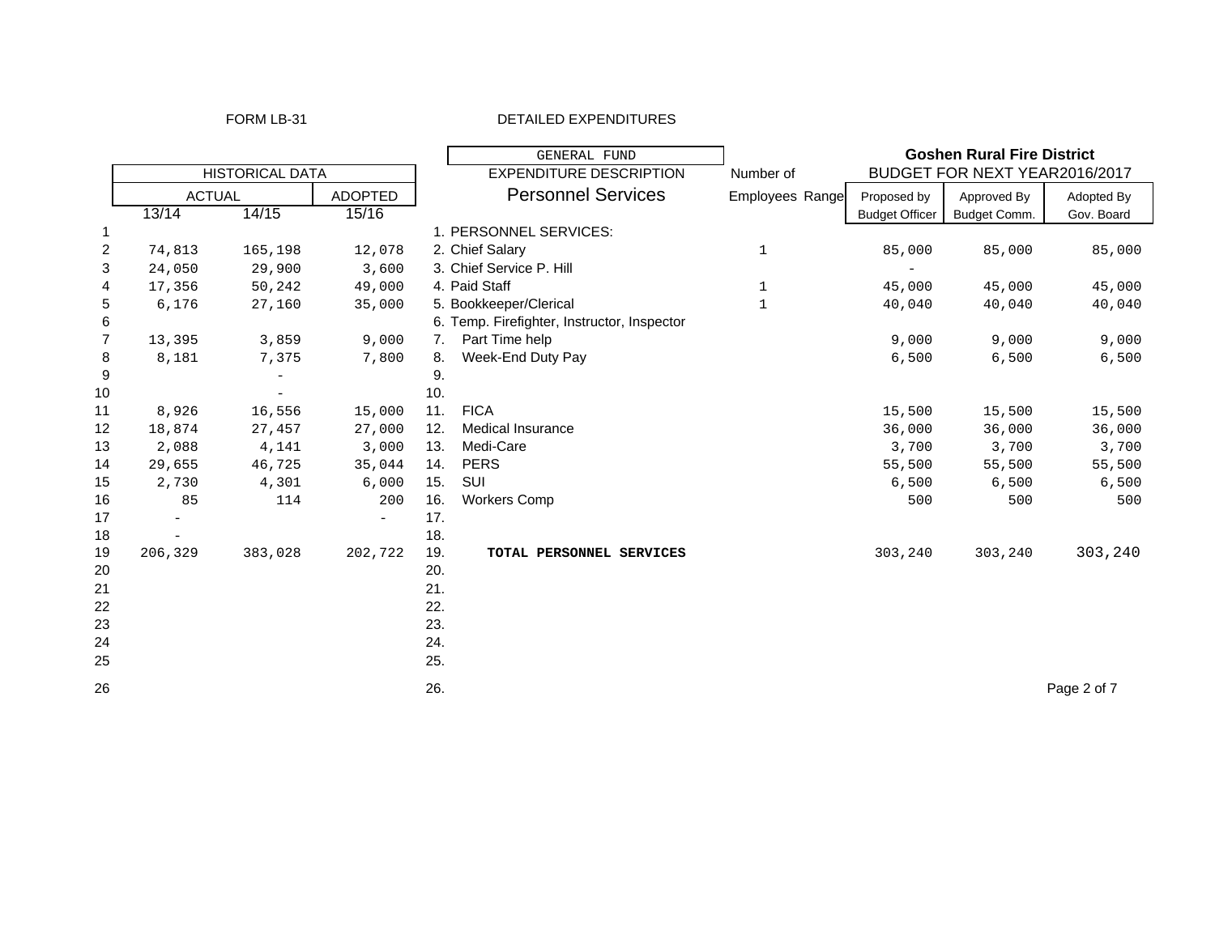FORM LB-31

DETAILED EXPENDITURES

GENERAL FUND

**Goshen Rural Fire District**

BUDGET FOR NEXT YEAR2016/2017

| | HISTORICAL DATA | | | EXPENDITURE DESCRIPTION | Number of | | | | |
|---|---|---|---|---|---|---|---|---|---|
| | ACTUAL | | ADOPTED | Personnel Services | Employees | Range | Proposed by | Approved By | Adopted By |
| | 13/14 | 14/15 | 15/16 | | | | Budget Officer | Budget Comm. | Gov. Board |
| 1 | | | | 1. PERSONNEL SERVICES: | | | | | |
| 2 | 74,813 | 165,198 | 12,078 | 2. Chief Salary | 1 | | 85,000 | 85,000 | 85,000 |
| 3 | 24,050 | 29,900 | 3,600 | 3. Chief Service P. Hill | | | - | | |
| 4 | 17,356 | 50,242 | 49,000 | 4. Paid Staff | 1 | | 45,000 | 45,000 | 45,000 |
| 5 | 6,176 | 27,160 | 35,000 | 5. Bookkeeper/Clerical | 1 | | 40,040 | 40,040 | 40,040 |
| 6 | | | | 6. Temp. Firefighter, Instructor, Inspector | | | | | |
| 7 | 13,395 | 3,859 | 9,000 | 7. Part Time help | | | 9,000 | 9,000 | 9,000 |
| 8 | 8,181 | 7,375 | 7,800 | 8. Week-End Duty Pay | | | 6,500 | 6,500 | 6,500 |
| 9 | | - | | 9. | | | | | |
| 10 | | - | | 10. | | | | | |
| 11 | 8,926 | 16,556 | 15,000 | 11. FICA | | | 15,500 | 15,500 | 15,500 |
| 12 | 18,874 | 27,457 | 27,000 | 12. Medical Insurance | | | 36,000 | 36,000 | 36,000 |
| 13 | 2,088 | 4,141 | 3,000 | 13. Medi-Care | | | 3,700 | 3,700 | 3,700 |
| 14 | 29,655 | 46,725 | 35,044 | 14. PERS | | | 55,500 | 55,500 | 55,500 |
| 15 | 2,730 | 4,301 | 6,000 | 15. SUI | | | 6,500 | 6,500 | 6,500 |
| 16 | 85 | 114 | 200 | 16. Workers Comp | | | 500 | 500 | 500 |
| 17 | - | | - | 17. | | | | | |
| 18 | - | | | 18. | | | | | |
| 19 | 206,329 | 383,028 | 202,722 | 19. **TOTAL PERSONNEL SERVICES** | | | 303,240 | 303,240 | 303,240 |
| 20 | | | | 20. | | | | | |
| 21 | | | | 21. | | | | | |
| 22 | | | | 22. | | | | | |
| 23 | | | | 23. | | | | | |
| 24 | | | | 24. | | | | | |
| 25 | | | | 25. | | | | | |
| 26 | | | | 26. | | | | | |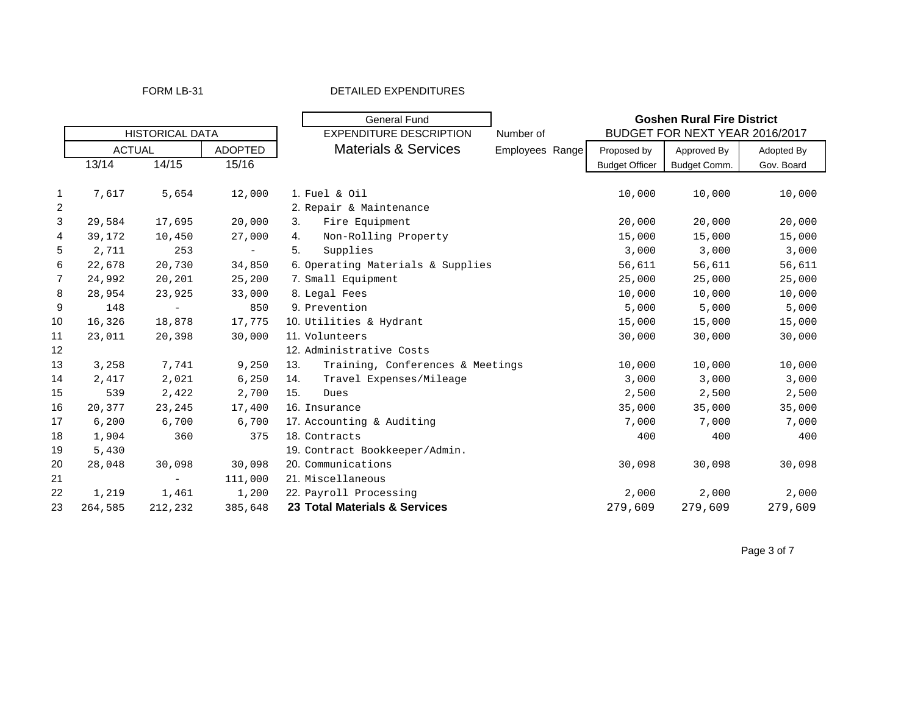FORM LB-31

DETAILED EXPENDITURES

**Goshen Rural Fire District**

| | HISTORICAL DATA | | | General Fund | | | BUDGET FOR NEXT YEAR 2016/2017 | | |
|---|---|---|---|---|---|---|---|---|---|
| | ACTUAL | | ADOPTED | EXPENDITURE DESCRIPTION | Number of | | Proposed by | Approved By | Adopted By |
| | 13/14 | 14/15 | 15/16 | Materials & Services | Employees | Range | Budget Officer | Budget Comm. | Gov. Board |
| 1 | 7,617 | 5,654 | 12,000 | 1. Fuel & Oil | | | 10,000 | 10,000 | 10,000 |
| 2 | | | | 2. Repair & Maintenance | | | | | |
| 3 | 29,584 | 17,695 | 20,000 | 3. Fire Equipment | | | 20,000 | 20,000 | 20,000 |
| 4 | 39,172 | 10,450 | 27,000 | 4. Non-Rolling Property | | | 15,000 | 15,000 | 15,000 |
| 5 | 2,711 | 253 | - | 5. Supplies | | | 3,000 | 3,000 | 3,000 |
| 6 | 22,678 | 20,730 | 34,850 | 6. Operating Materials & Supplies | | | 56,611 | 56,611 | 56,611 |
| 7 | 24,992 | 20,201 | 25,200 | 7. Small Equipment | | | 25,000 | 25,000 | 25,000 |
| 8 | 28,954 | 23,925 | 33,000 | 8. Legal Fees | | | 10,000 | 10,000 | 10,000 |
| 9 | 148 | - | 850 | 9. Prevention | | | 5,000 | 5,000 | 5,000 |
| 10 | 16,326 | 18,878 | 17,775 | 10. Utilities & Hydrant | | | 15,000 | 15,000 | 15,000 |
| 11 | 23,011 | 20,398 | 30,000 | 11. Volunteers | | | 30,000 | 30,000 | 30,000 |
| 12 | | | | 12. Administrative Costs | | | | | |
| 13 | 3,258 | 7,741 | 9,250 | 13. Training, Conferences & Meetings | | | 10,000 | 10,000 | 10,000 |
| 14 | 2,417 | 2,021 | 6,250 | 14. Travel Expenses/Mileage | | | 3,000 | 3,000 | 3,000 |
| 15 | 539 | 2,422 | 2,700 | 15. Dues | | | 2,500 | 2,500 | 2,500 |
| 16 | 20,377 | 23,245 | 17,400 | 16. Insurance | | | 35,000 | 35,000 | 35,000 |
| 17 | 6,200 | 6,700 | 6,700 | 17. Accounting & Auditing | | | 7,000 | 7,000 | 7,000 |
| 18 | 1,904 | 360 | 375 | 18. Contracts | | | 400 | 400 | 400 |
| 19 | 5,430 | | | 19. Contract Bookkeeper/Admin. | | | | | |
| 20 | 28,048 | 30,098 | 30,098 | 20. Communications | | | 30,098 | 30,098 | 30,098 |
| 21 | | - | 111,000 | 21. Miscellaneous | | | | | |
| 22 | 1,219 | 1,461 | 1,200 | 22. Payroll Processing | | | 2,000 | 2,000 | 2,000 |
| 23 | 264,585 | 212,232 | 385,648 | **23 Total Materials & Services** | | | 279,609 | 279,609 | 279,609 |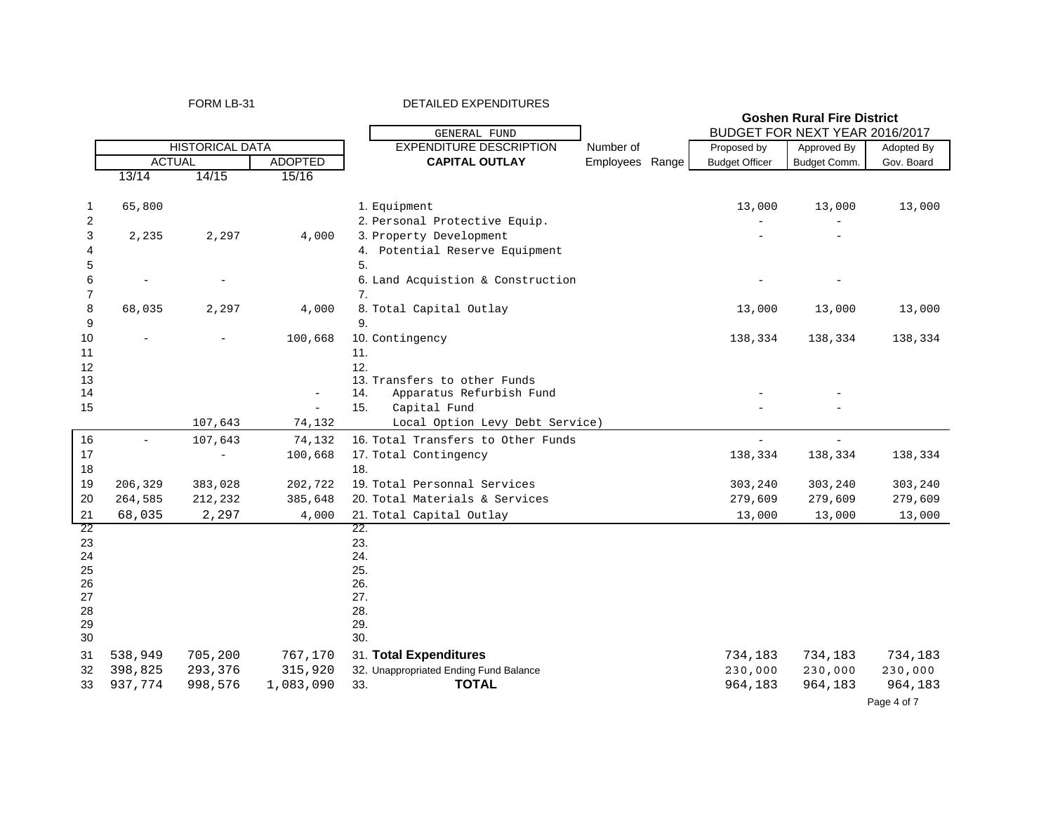FORM LB-31

DETAILED EXPENDITURES

**Goshen Rural Fire District**

BUDGET FOR NEXT YEAR 2016/2017

GENERAL FUND

| | HISTORICAL DATA | | | EXPENDITURE DESCRIPTION | Number of | | Proposed by | Approved By | Adopted By |
|---|---|---|---|---|---|---|---|---|---|
| | ACTUAL | | ADOPTED | **CAPITAL OUTLAY** | Employees | Range | Budget Officer | Budget Comm. | Gov. Board |
| | 13/14 | 14/15 | 15/16 | | | | | | |
| 1 | 65,800 | | | 1. Equipment | | | 13,000 | 13,000 | 13,000 |
| 2 | | | | 2. Personal Protective Equip. | | | - | - | |
| 3 | 2,235 | 2,297 | 4,000 | 3. Property Development | | | - | - | |
| 4 | | | | 4. Potential Reserve Equipment | | | | | |
| 5 | | | | 5. | | | | | |
| 6 | - | - | | 6. Land Acquistion & Construction | | | - | - | |
| 7 | | | | 7. | | | | | |
| 8 | 68,035 | 2,297 | 4,000 | 8. Total Capital Outlay | | | 13,000 | 13,000 | 13,000 |
| 9 | | | | 9. | | | | | |
| 10 | - | - | 100,668 | 10. Contingency | | | 138,334 | 138,334 | 138,334 |
| 11 | | | | 11. | | | | | |
| 12 | | | | 12. | | | | | |
| 13 | | | | 13. Transfers to other Funds | | | | | |
| 14 | | | - | 14. Apparatus Refurbish Fund | | | - | - | |
| 15 | | | - | 15. Capital Fund | | | - | - | |
| | | 107,643 | 74,132 | Local Option Levy Debt Service) | | | | | |
| 16 | - | 107,643 | 74,132 | 16. Total Transfers to Other Funds | | | - | - | |
| 17 | | - | 100,668 | 17. Total Contingency | | | 138,334 | 138,334 | 138,334 |
| 18 | | | | 18. | | | | | |
| 19 | 206,329 | 383,028 | 202,722 | 19. Total Personnal Services | | | 303,240 | 303,240 | 303,240 |
| 20 | 264,585 | 212,232 | 385,648 | 20. Total Materials & Services | | | 279,609 | 279,609 | 279,609 |
| 21 | 68,035 | 2,297 | 4,000 | 21. Total Capital Outlay | | | 13,000 | 13,000 | 13,000 |
| 22 | | | | 22. | | | | | |
| 23 | | | | 23. | | | | | |
| 24 | | | | 24. | | | | | |
| 25 | | | | 25. | | | | | |
| 26 | | | | 26. | | | | | |
| 27 | | | | 27. | | | | | |
| 28 | | | | 28. | | | | | |
| 29 | | | | 29. | | | | | |
| 30 | | | | 30. | | | | | |
| 31 | 538,949 | 705,200 | 767,170 | 31. **Total Expenditures** | | | 734,183 | 734,183 | 734,183 |
| 32 | 398,825 | 293,376 | 315,920 | 32. Unappropriated Ending Fund Balance | | | 230,000 | 230,000 | 230,000 |
| 33 | 937,774 | 998,576 | 1,083,090 | 33. **TOTAL** | | | 964,183 | 964,183 | 964,183 |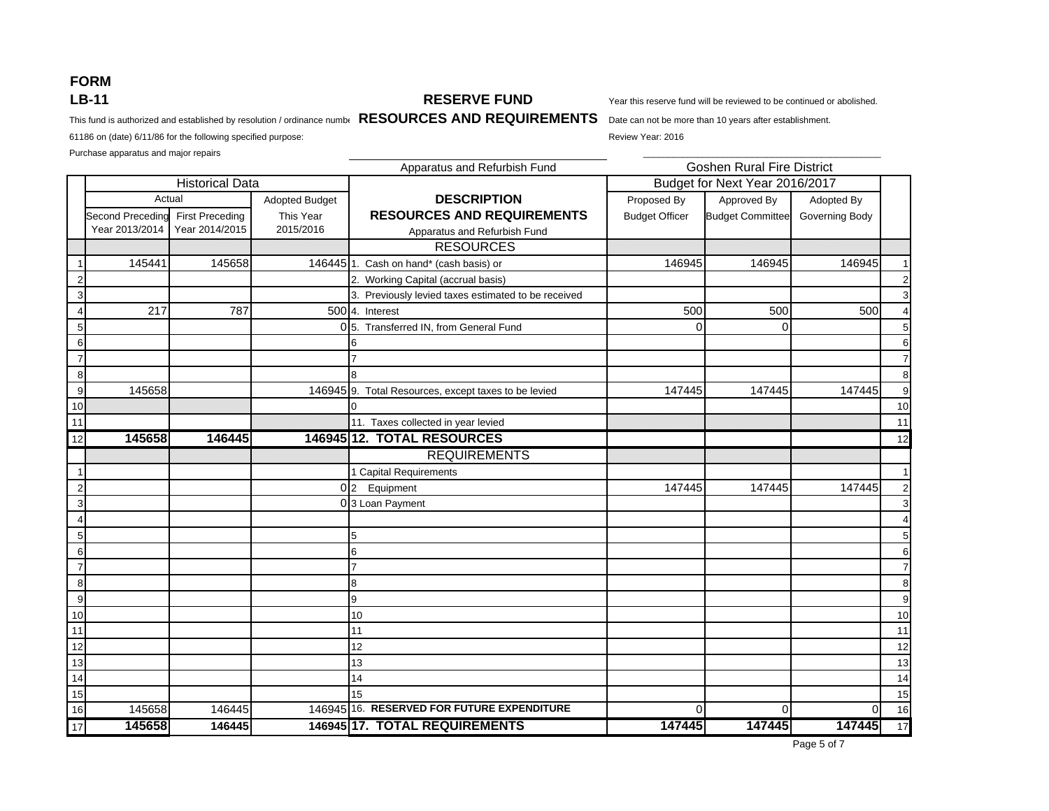# FORM
## LB-11

## RESERVE FUND
## RESOURCES AND REQUIREMENTS

This fund is authorized and established by resolution / ordinance number 61186 on (date) 6/11/86 for the following specified purpose:

Purchase apparatus and major repairs

Year this reserve fund will be reviewed to be continued or abolished. Date can not be more than 10 years after establishment.

Review Year: 2016

Apparatus and Refurbish Fund

Goshen Rural Fire District

| | Historical Data | | | DESCRIPTION | Budget for Next Year 2016/2017 | | | |
|---|---|---|---|---|---|---|---|---|
| | Actual | | Adopted Budget | RESOURCES AND REQUIREMENTS | Proposed By | Approved By | Adopted By | |
| | Second Preceding Year 2013/2014 | First Preceding Year 2014/2015 | This Year 2015/2016 | Apparatus and Refurbish Fund | Budget Officer | Budget Committee | Governing Body | |
| | | | | **RESOURCES** | | | | |
| 1 | 145441 | 145658 | 146445 | 1. Cash on hand* (cash basis) or | 146945 | 146945 | 146945 | 1 |
| 2 | | | | 2. Working Capital (accrual basis) | | | | 2 |
| 3 | | | | 3. Previously levied taxes estimated to be received | | | | 3 |
| 4 | 217 | 787 | 500 | 4. Interest | 500 | 500 | 500 | 4 |
| 5 | | | 0 | 5. Transferred IN, from General Fund | 0 | 0 | | 5 |
| 6 | | | | 6 | | | | 6 |
| 7 | | | | 7 | | | | 7 |
| 8 | | | | 8 | | | | 8 |
| 9 | 145658 | | 146945 | 9. Total Resources, except taxes to be levied | 147445 | 147445 | 147445 | 9 |
| 10 | | | | 0 | | | | 10 |
| 11 | | | | 11. Taxes collected in year levied | | | | 11 |
| 12 | **145658** | **146445** | **146945** | **12. TOTAL RESOURCES** | | | | 12 |
| | | | | **REQUIREMENTS** | | | | |
| 1 | | | | 1 Capital Requirements | | | | 1 |
| 2 | | | 0 | 2 Equipment | 147445 | 147445 | 147445 | 2 |
| 3 | | | 0 | 3 Loan Payment | | | | 3 |
| 4 | | | | | | | | 4 |
| 5 | | | | 5 | | | | 5 |
| 6 | | | | 6 | | | | 6 |
| 7 | | | | 7 | | | | 7 |
| 8 | | | | 8 | | | | 8 |
| 9 | | | | 9 | | | | 9 |
| 10 | | | | 10 | | | | 10 |
| 11 | | | | 11 | | | | 11 |
| 12 | | | | 12 | | | | 12 |
| 13 | | | | 13 | | | | 13 |
| 14 | | | | 14 | | | | 14 |
| 15 | | | | 15 | | | | 15 |
| 16 | 145658 | 146445 | 146945 | 16. **RESERVED FOR FUTURE EXPENDITURE** | 0 | 0 | 0 | 16 |
| 17 | **145658** | **146445** | **146945** | **17. TOTAL REQUIREMENTS** | **147445** | **147445** | **147445** | 17 |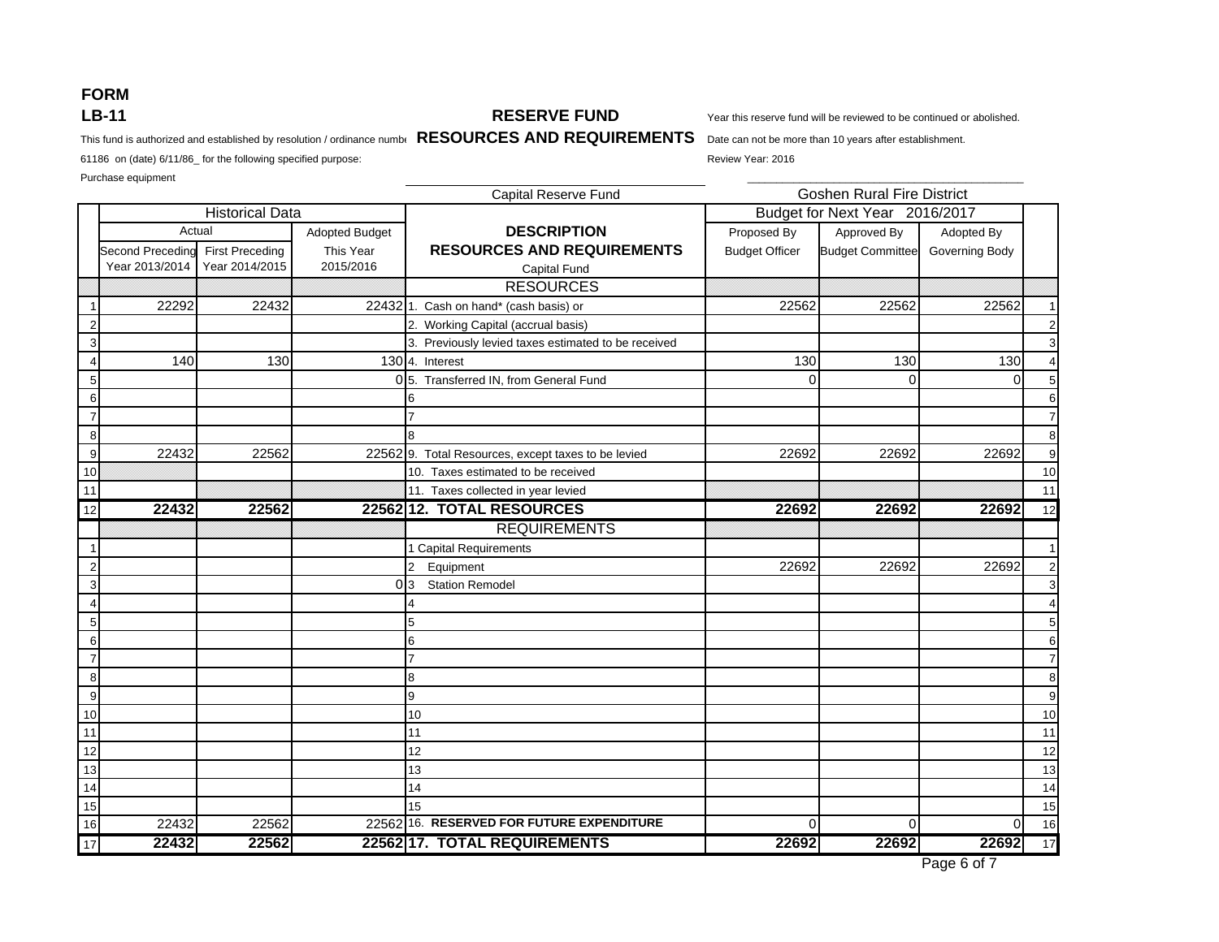# FORM

## LB-11

## RESERVE FUND

## RESOURCES AND REQUIREMENTS

This fund is authorized and established by resolution / ordinance numbe 61186 on (date) 6/11/86_ for the following specified purpose:

Purchase equipment

Year this reserve fund will be reviewed to be continued or abolished.

Date can not be more than 10 years after establishment.

Review Year: 2016

Capital Reserve Fund

Goshen Rural Fire District

| | Historical Data | | | | Budget for Next Year 2016/2017 | | | |
|---|---|---|---|---|---|---|---|---|
| | Actual | | Adopted Budget | DESCRIPTION | Proposed By | Approved By | Adopted By | |
| | Second Preceding Year 2013/2014 | First Preceding Year 2014/2015 | This Year 2015/2016 | RESOURCES AND REQUIREMENTS Capital Fund | Budget Officer | Budget Committee | Governing Body | |
| | | | | **RESOURCES** | | | | |
| 1 | 22292 | 22432 | 22432 | 1. Cash on hand* (cash basis) or | 22562 | 22562 | 22562 | 1 |
| 2 | | | | 2. Working Capital (accrual basis) | | | | 2 |
| 3 | | | | 3. Previously levied taxes estimated to be received | | | | 3 |
| 4 | 140 | 130 | 130 | 4. Interest | 130 | 130 | 130 | 4 |
| 5 | | | 0 | 5. Transferred IN, from General Fund | 0 | 0 | 0 | 5 |
| 6 | | | | 6 | | | | 6 |
| 7 | | | | 7 | | | | 7 |
| 8 | | | | 8 | | | | 8 |
| 9 | 22432 | 22562 | 22562 | 9. Total Resources, except taxes to be levied | 22692 | 22692 | 22692 | 9 |
| 10 | | | | 10. Taxes estimated to be received | | | | 10 |
| 11 | | | | 11. Taxes collected in year levied | | | | 11 |
| 12 | **22432** | **22562** | **22562** | **12. TOTAL RESOURCES** | **22692** | **22692** | **22692** | 12 |
| | | | | **REQUIREMENTS** | | | | |
| 1 | | | | 1 Capital Requirements | | | | 1 |
| 2 | | | | 2 Equipment | 22692 | 22692 | 22692 | 2 |
| 3 | | | 0 | 3 Station Remodel | | | | 3 |
| 4 | | | | 4 | | | | 4 |
| 5 | | | | 5 | | | | 5 |
| 6 | | | | 6 | | | | 6 |
| 7 | | | | 7 | | | | 7 |
| 8 | | | | 8 | | | | 8 |
| 9 | | | | 9 | | | | 9 |
| 10 | | | | 10 | | | | 10 |
| 11 | | | | 11 | | | | 11 |
| 12 | | | | 12 | | | | 12 |
| 13 | | | | 13 | | | | 13 |
| 14 | | | | 14 | | | | 14 |
| 15 | | | | 15 | | | | 15 |
| 16 | 22432 | 22562 | 22562 | 16. **RESERVED FOR FUTURE EXPENDITURE** | 0 | 0 | 0 | 16 |
| 17 | **22432** | **22562** | **22562** | **17. TOTAL REQUIREMENTS** | **22692** | **22692** | **22692** | 17 |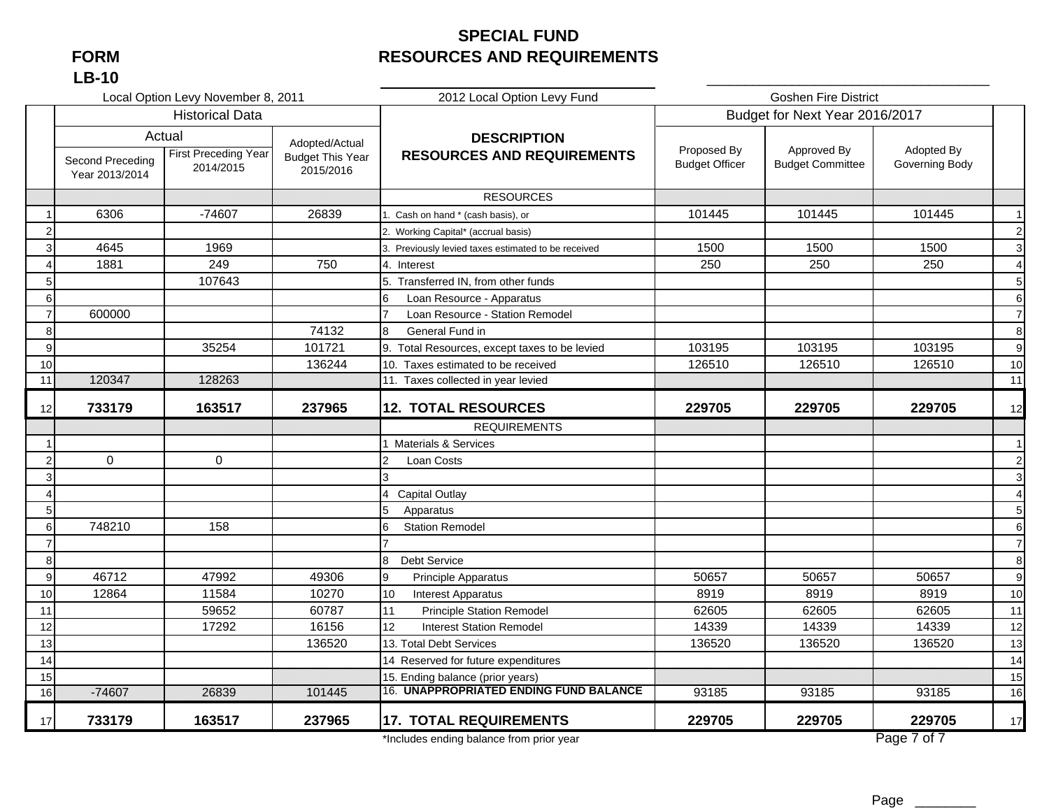# SPECIAL FUND RESOURCES AND REQUIREMENTS

**FORM LB-10**

Local Option Levy November 8, 2011 | 2012 Local Option Levy Fund | Goshen Fire District

| | Historical Data | | | DESCRIPTION RESOURCES AND REQUIREMENTS | Budget for Next Year 2016/2017 | | | |
|---|---|---|---|---|---|---|---|---|
| | Actual | | Adopted/Actual Budget This Year 2015/2016 | | Proposed By Budget Officer | Approved By Budget Committee | Adopted By Governing Body | |
| | Second Preceding Year 2013/2014 | First Preceding Year 2014/2015 | | | | | | |
| | | | | RESOURCES | | | | |
| 1 | 6306 | -74607 | 26839 | 1. Cash on hand * (cash basis), or | 101445 | 101445 | 101445 | 1 |
| 2 | | | | 2. Working Capital* (accrual basis) | | | | 2 |
| 3 | 4645 | 1969 | | 3. Previously levied taxes estimated to be received | 1500 | 1500 | 1500 | 3 |
| 4 | 1881 | 249 | 750 | 4. Interest | 250 | 250 | 250 | 4 |
| 5 | | 107643 | | 5. Transferred IN, from other funds | | | | 5 |
| 6 | | | | 6 Loan Resource - Apparatus | | | | 6 |
| 7 | 600000 | | | 7 Loan Resource - Station Remodel | | | | 7 |
| 8 | | | 74132 | 8 General Fund in | | | | 8 |
| 9 | | 35254 | 101721 | 9. Total Resources, except taxes to be levied | 103195 | 103195 | 103195 | 9 |
| 10 | | | 136244 | 10. Taxes estimated to be received | 126510 | 126510 | 126510 | 10 |
| 11 | 120347 | 128263 | | 11. Taxes collected in year levied | | | | 11 |
| 12 | **733179** | **163517** | **237965** | **12. TOTAL RESOURCES** | **229705** | **229705** | **229705** | 12 |
| | | | | REQUIREMENTS | | | | |
| 1 | | | | 1 Materials & Services | | | | 1 |
| 2 | 0 | 0 | | 2 Loan Costs | | | | 2 |
| 3 | | | | 3 | | | | 3 |
| 4 | | | | 4 Capital Outlay | | | | 4 |
| 5 | | | | 5 Apparatus | | | | 5 |
| 6 | 748210 | 158 | | 6 Station Remodel | | | | 6 |
| 7 | | | | 7 | | | | 7 |
| 8 | | | | 8 Debt Service | | | | 8 |
| 9 | 46712 | 47992 | 49306 | 9 Principle Apparatus | 50657 | 50657 | 50657 | 9 |
| 10 | 12864 | 11584 | 10270 | 10 Interest Apparatus | 8919 | 8919 | 8919 | 10 |
| 11 | | 59652 | 60787 | 11 Principle Station Remodel | 62605 | 62605 | 62605 | 11 |
| 12 | | 17292 | 16156 | 12 Interest Station Remodel | 14339 | 14339 | 14339 | 12 |
| 13 | | | 136520 | 13. Total Debt Services | 136520 | 136520 | 136520 | 13 |
| 14 | | | | 14 Reserved for future expenditures | | | | 14 |
| 15 | | | | 15. Ending balance (prior years) | | | | 15 |
| 16 | -74607 | 26839 | 101445 | 16. **UNAPPROPRIATED ENDING FUND BALANCE** | 93185 | 93185 | 93185 | 16 |
| 17 | **733179** | **163517** | **237965** | **17. TOTAL REQUIREMENTS** | **229705** | **229705** | **229705** | 17 |

*Includes ending balance from prior year

Page ________